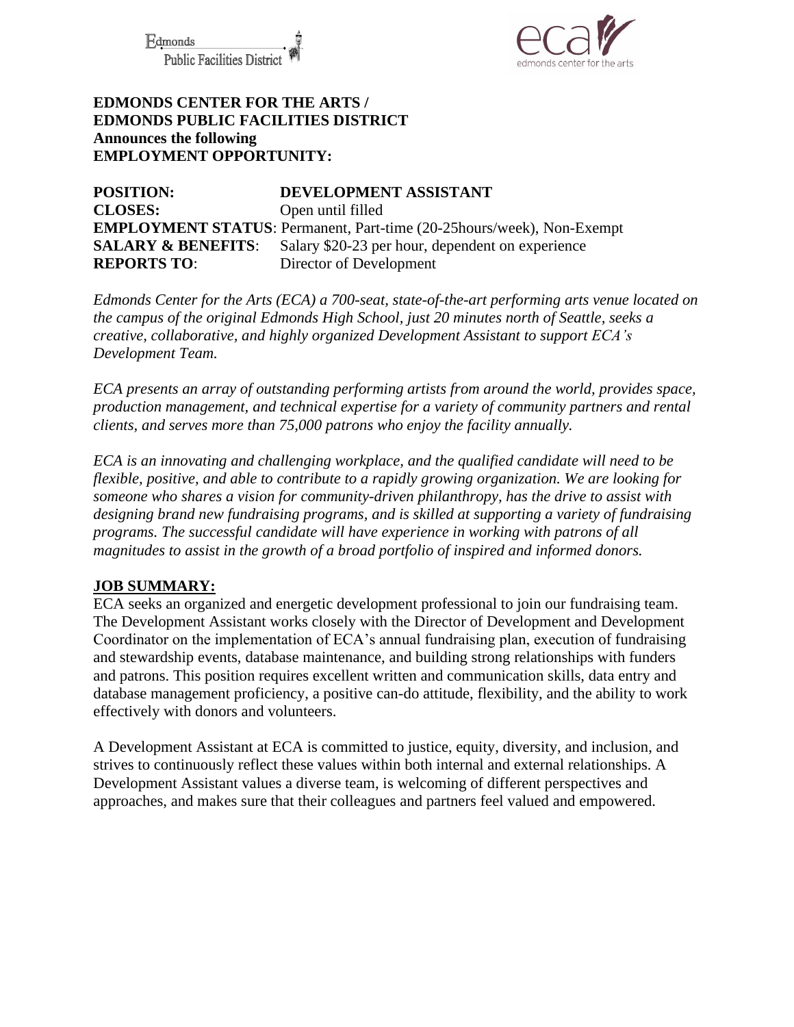**EDMONDS CENTER FOR THE ARTS /**
**EDMONDS PUBLIC FACILITIES DISTRICT**
**Announces the following**
**EMPLOYMENT OPPORTUNITY:**

**POSITION:** **DEVELOPMENT ASSISTANT**
**CLOSES:** Open until filled
**EMPLOYMENT STATUS**: Permanent, Part-time (20-25hours/week), Non-Exempt
**SALARY & BENEFITS**: Salary $20-23 per hour, dependent on experience
**REPORTS TO**: Director of Development

*Edmonds Center for the Arts (ECA) a 700-seat, state-of-the-art performing arts venue located on the campus of the original Edmonds High School, just 20 minutes north of Seattle, seeks a creative, collaborative, and highly organized Development Assistant to support ECA's Development Team.*

*ECA presents an array of outstanding performing artists from around the world, provides space, production management, and technical expertise for a variety of community partners and rental clients, and serves more than 75,000 patrons who enjoy the facility annually.*

*ECA is an innovating and challenging workplace, and the qualified candidate will need to be flexible, positive, and able to contribute to a rapidly growing organization. We are looking for someone who shares a vision for community-driven philanthropy, has the drive to assist with designing brand new fundraising programs, and is skilled at supporting a variety of fundraising programs. The successful candidate will have experience in working with patrons of all magnitudes to assist in the growth of a broad portfolio of inspired and informed donors.*

## JOB SUMMARY:

ECA seeks an organized and energetic development professional to join our fundraising team. The Development Assistant works closely with the Director of Development and Development Coordinator on the implementation of ECA's annual fundraising plan, execution of fundraising and stewardship events, database maintenance, and building strong relationships with funders and patrons. This position requires excellent written and communication skills, data entry and database management proficiency, a positive can-do attitude, flexibility, and the ability to work effectively with donors and volunteers.

A Development Assistant at ECA is committed to justice, equity, diversity, and inclusion, and strives to continuously reflect these values within both internal and external relationships. A Development Assistant values a diverse team, is welcoming of different perspectives and approaches, and makes sure that their colleagues and partners feel valued and empowered.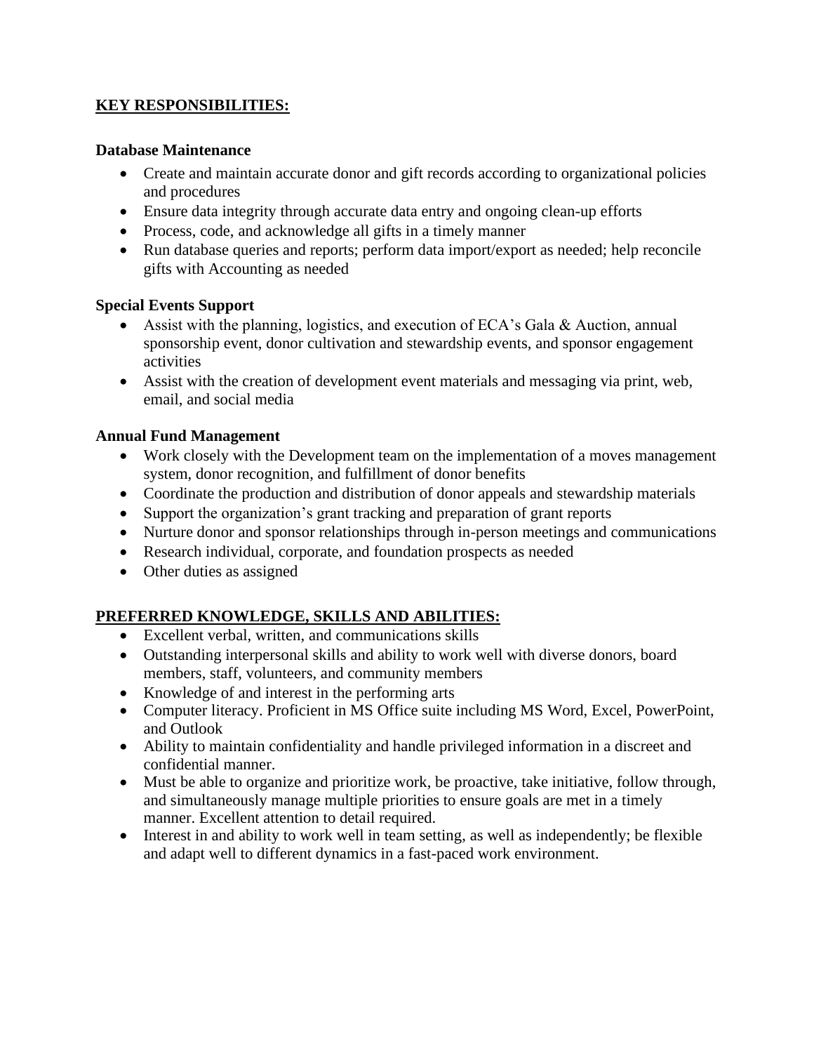## KEY RESPONSIBILITIES:

### Database Maintenance

- Create and maintain accurate donor and gift records according to organizational policies and procedures
- Ensure data integrity through accurate data entry and ongoing clean-up efforts
- Process, code, and acknowledge all gifts in a timely manner
- Run database queries and reports; perform data import/export as needed; help reconcile gifts with Accounting as needed

### Special Events Support

- Assist with the planning, logistics, and execution of ECA's Gala & Auction, annual sponsorship event, donor cultivation and stewardship events, and sponsor engagement activities
- Assist with the creation of development event materials and messaging via print, web, email, and social media

### Annual Fund Management

- Work closely with the Development team on the implementation of a moves management system, donor recognition, and fulfillment of donor benefits
- Coordinate the production and distribution of donor appeals and stewardship materials
- Support the organization's grant tracking and preparation of grant reports
- Nurture donor and sponsor relationships through in-person meetings and communications
- Research individual, corporate, and foundation prospects as needed
- Other duties as assigned

## PREFERRED KNOWLEDGE, SKILLS AND ABILITIES:

- Excellent verbal, written, and communications skills
- Outstanding interpersonal skills and ability to work well with diverse donors, board members, staff, volunteers, and community members
- Knowledge of and interest in the performing arts
- Computer literacy. Proficient in MS Office suite including MS Word, Excel, PowerPoint, and Outlook
- Ability to maintain confidentiality and handle privileged information in a discreet and confidential manner.
- Must be able to organize and prioritize work, be proactive, take initiative, follow through, and simultaneously manage multiple priorities to ensure goals are met in a timely manner. Excellent attention to detail required.
- Interest in and ability to work well in team setting, as well as independently; be flexible and adapt well to different dynamics in a fast-paced work environment.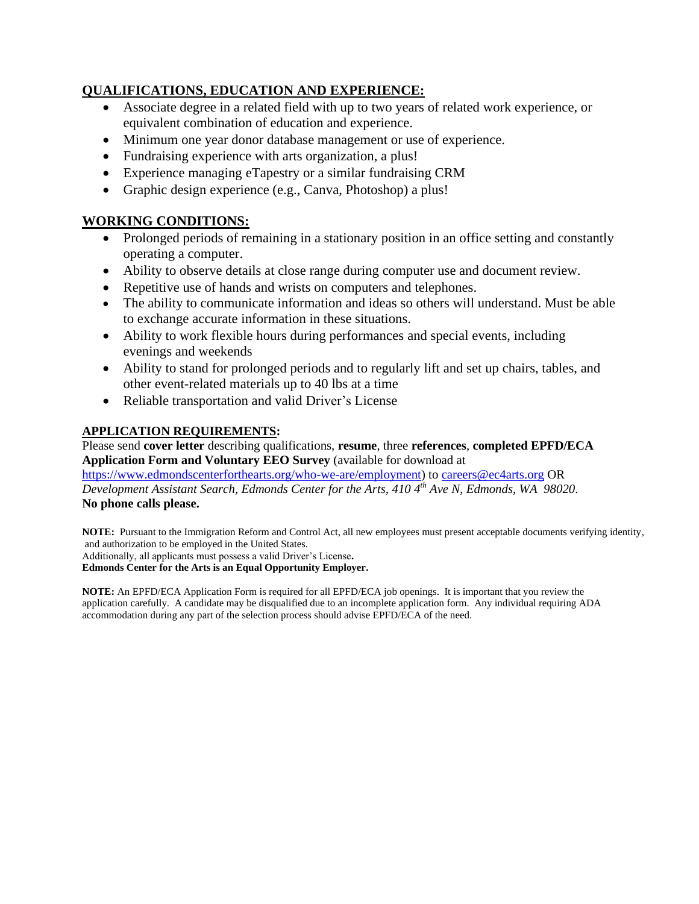## QUALIFICATIONS, EDUCATION AND EXPERIENCE:

- Associate degree in a related field with up to two years of related work experience, or equivalent combination of education and experience.
- Minimum one year donor database management or use of experience.
- Fundraising experience with arts organization, a plus!
- Experience managing eTapestry or a similar fundraising CRM
- Graphic design experience (e.g., Canva, Photoshop) a plus!

## WORKING CONDITIONS:

- Prolonged periods of remaining in a stationary position in an office setting and constantly operating a computer.
- Ability to observe details at close range during computer use and document review.
- Repetitive use of hands and wrists on computers and telephones.
- The ability to communicate information and ideas so others will understand. Must be able to exchange accurate information in these situations.
- Ability to work flexible hours during performances and special events, including evenings and weekends
- Ability to stand for prolonged periods and to regularly lift and set up chairs, tables, and other event-related materials up to 40 lbs at a time
- Reliable transportation and valid Driver's License

## APPLICATION REQUIREMENTS:

Please send **cover letter** describing qualifications, **resume**, three **references**, **completed EPFD/ECA Application Form and Voluntary EEO Survey** (available for download at https://www.edmondscenterforthearts.org/who-we-are/employment) to careers@ec4arts.org OR *Development Assistant Search, Edmonds Center for the Arts, 410 4th Ave N, Edmonds, WA 98020*.
**No phone calls please.**

**NOTE:** Pursuant to the Immigration Reform and Control Act, all new employees must present acceptable documents verifying identity, and authorization to be employed in the United States.
Additionally, all applicants must possess a valid Driver's License.
**Edmonds Center for the Arts is an Equal Opportunity Employer.**

**NOTE:** An EPFD/ECA Application Form is required for all EPFD/ECA job openings. It is important that you review the application carefully. A candidate may be disqualified due to an incomplete application form. Any individual requiring ADA accommodation during any part of the selection process should advise EPFD/ECA of the need.